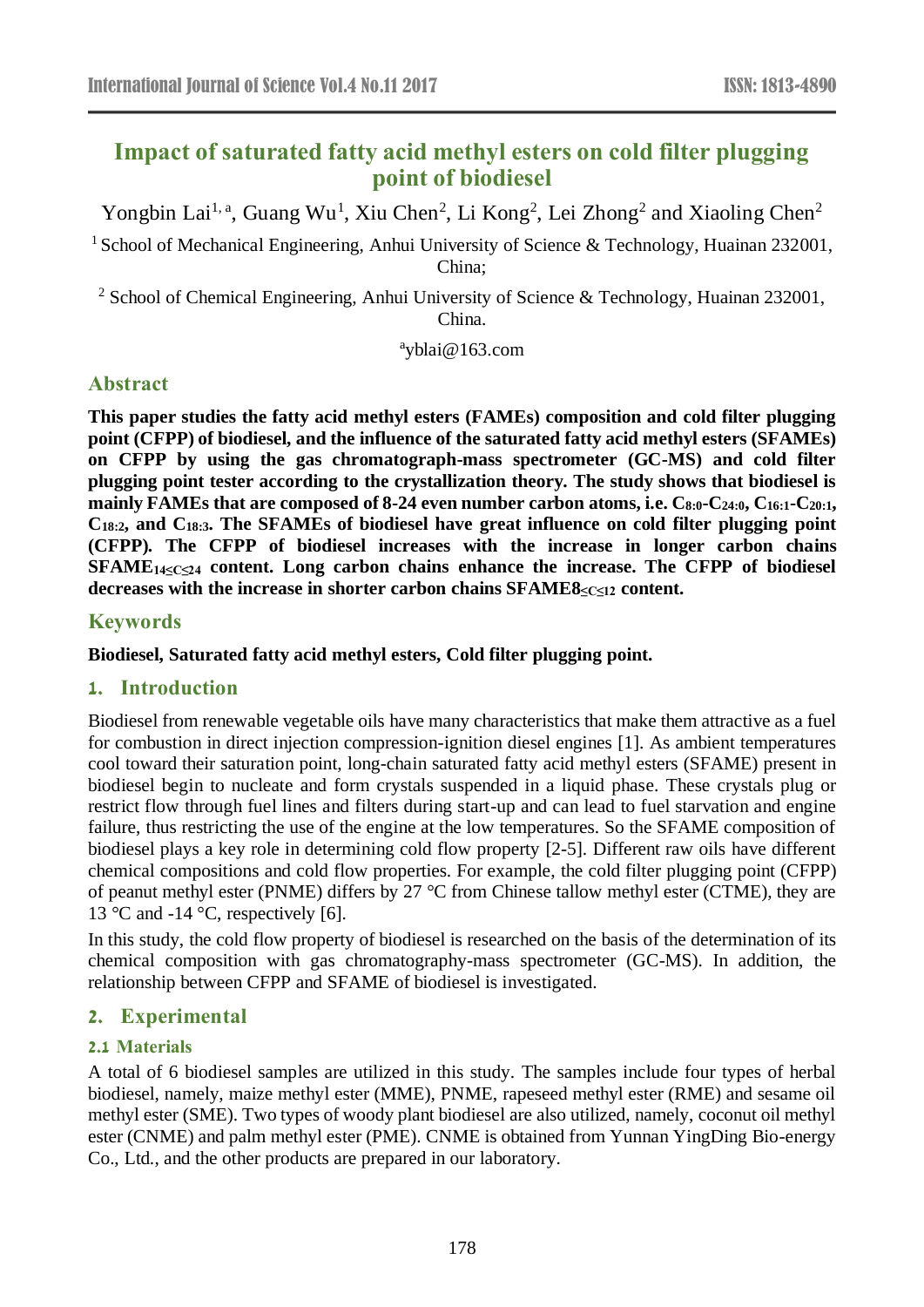# Impact of saturated fatty acid methyl esters on cold filter plugging point of biodiesel

Yongbin Lai[1, a], Guang Wu[1], Xiu Chen[2], Li Kong[2], Lei Zhong[2] and Xiaoling Chen[2]

[1] School of Mechanical Engineering, Anhui University of Science & Technology, Huainan 232001, China;

[2] School of Chemical Engineering, Anhui University of Science & Technology, Huainan 232001, China.

[a]yblai@163.com

## Abstract

**This paper studies the fatty acid methyl esters (FAMEs) composition and cold filter plugging point (CFPP) of biodiesel, and the influence of the saturated fatty acid methyl esters (SFAMEs) on CFPP by using the gas chromatograph-mass spectrometer (GC-MS) and cold filter plugging point tester according to the crystallization theory. The study shows that biodiesel is mainly FAMEs that are composed of 8-24 even number carbon atoms, i.e. $C_{8:0}$-$C_{24:0}$, $C_{16:1}$-$C_{20:1}$, $C_{18:2}$, and $C_{18:3}$. The SFAMEs of biodiesel have great influence on cold filter plugging point (CFPP). The CFPP of biodiesel increases with the increase in longer carbon chains $SFAME_{14 \leq C \leq 24}$ content. Long carbon chains enhance the increase. The CFPP of biodiesel decreases with the increase in shorter carbon chains $SFAME_{8 \leq C \leq 12}$ content.**

## Keywords

**Biodiesel, Saturated fatty acid methyl esters, Cold filter plugging point.**

## 1. Introduction

Biodiesel from renewable vegetable oils have many characteristics that make them attractive as a fuel for combustion in direct injection compression-ignition diesel engines [1]. As ambient temperatures cool toward their saturation point, long-chain saturated fatty acid methyl esters (SFAME) present in biodiesel begin to nucleate and form crystals suspended in a liquid phase. These crystals plug or restrict flow through fuel lines and filters during start-up and can lead to fuel starvation and engine failure, thus restricting the use of the engine at the low temperatures. So the SFAME composition of biodiesel plays a key role in determining cold flow property [2-5]. Different raw oils have different chemical compositions and cold flow properties. For example, the cold filter plugging point (CFPP) of peanut methyl ester (PNME) differs by 27 °C from Chinese tallow methyl ester (CTME), they are 13 °C and -14 °C, respectively [6].

In this study, the cold flow property of biodiesel is researched on the basis of the determination of its chemical composition with gas chromatography-mass spectrometer (GC-MS). In addition, the relationship between CFPP and SFAME of biodiesel is investigated.

## 2. Experimental

### 2.1 Materials

A total of 6 biodiesel samples are utilized in this study. The samples include four types of herbal biodiesel, namely, maize methyl ester (MME), PNME, rapeseed methyl ester (RME) and sesame oil methyl ester (SME). Two types of woody plant biodiesel are also utilized, namely, coconut oil methyl ester (CNME) and palm methyl ester (PME). CNME is obtained from Yunnan YingDing Bio-energy Co., Ltd., and the other products are prepared in our laboratory.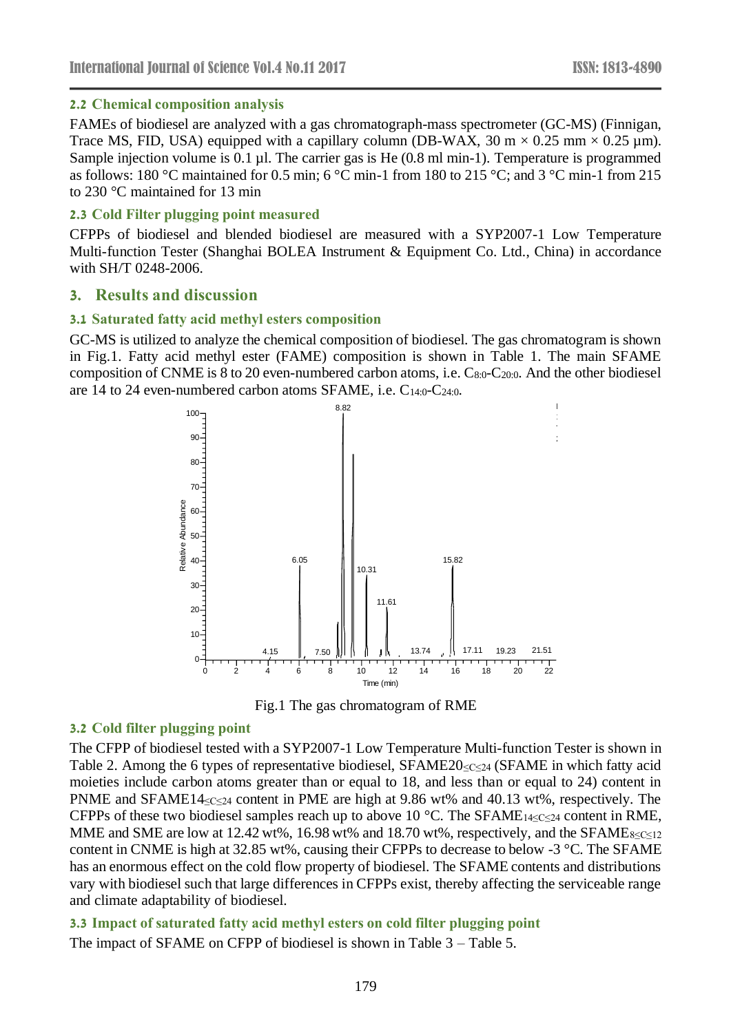### 2.2 Chemical composition analysis

FAMEs of biodiesel are analyzed with a gas chromatograph-mass spectrometer (GC-MS) (Finnigan, Trace MS, FID, USA) equipped with a capillary column (DB-WAX, 30 m × 0.25 mm × 0.25 μm). Sample injection volume is 0.1 μl. The carrier gas is He (0.8 ml min-1). Temperature is programmed as follows: 180 °C maintained for 0.5 min; 6 °C min-1 from 180 to 215 °C; and 3 °C min-1 from 215 to 230 °C maintained for 13 min

### 2.3 Cold Filter plugging point measured

CFPPs of biodiesel and blended biodiesel are measured with a SYP2007-1 Low Temperature Multi-function Tester (Shanghai BOLEA Instrument & Equipment Co. Ltd., China) in accordance with SH/T 0248-2006.

## 3. Results and discussion

### 3.1 Saturated fatty acid methyl esters composition

GC-MS is utilized to analyze the chemical composition of biodiesel. The gas chromatogram is shown in Fig.1. Fatty acid methyl ester (FAME) composition is shown in Table 1. The main SFAME composition of CNME is 8 to 20 even-numbered carbon atoms, i.e. $C_{8:0}$-$C_{20:0}$. And the other biodiesel are 14 to 24 even-numbered carbon atoms SFAME, i.e. $C_{14:0}$-$C_{24:0}$.

Fig.1 The gas chromatogram of RME

### 3.2 Cold filter plugging point

The CFPP of biodiesel tested with a SYP2007-1 Low Temperature Multi-function Tester is shown in Table 2. Among the 6 types of representative biodiesel, $SFAME20_{\leq C\leq 24}$ (SFAME in which fatty acid moieties include carbon atoms greater than or equal to 18, and less than or equal to 24) content in PNME and $SFAME14_{\leq C\leq 24}$ content in PME are high at 9.86 wt% and 40.13 wt%, respectively. The CFPPs of these two biodiesel samples reach up to above 10 °C. The $SFAME_{14\leq C\leq 24}$ content in RME, MME and SME are low at 12.42 wt%, 16.98 wt% and 18.70 wt%, respectively, and the $SFAME_{8\leq C\leq 12}$ content in CNME is high at 32.85 wt%, causing their CFPPs to decrease to below -3 °C. The SFAME has an enormous effect on the cold flow property of biodiesel. The SFAME contents and distributions vary with biodiesel such that large differences in CFPPs exist, thereby affecting the serviceable range and climate adaptability of biodiesel.

### 3.3 Impact of saturated fatty acid methyl esters on cold filter plugging point

The impact of SFAME on CFPP of biodiesel is shown in Table 3 – Table 5.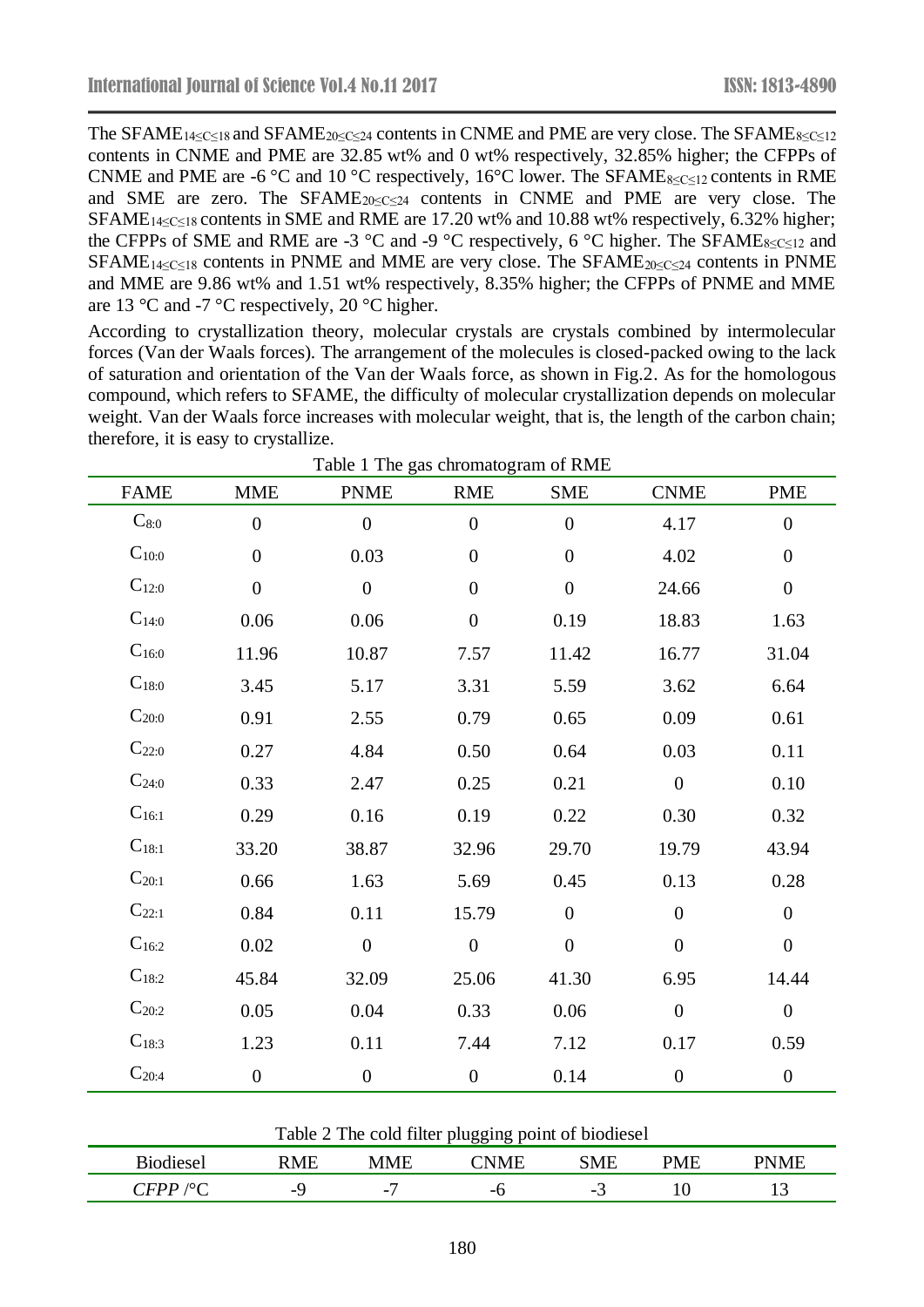The $SFAME_{14\leq C\leq 18}$ and $SFAME_{20\leq C\leq 24}$ contents in CNME and PME are very close. The $SFAME_{8\leq C\leq 12}$ contents in CNME and PME are 32.85 wt% and 0 wt% respectively, 32.85% higher; the CFPPs of CNME and PME are -6 °C and 10 °C respectively, 16°C lower. The $SFAME_{8\leq C\leq 12}$ contents in RME and SME are zero. The $SFAME_{20\leq C\leq 24}$ contents in CNME and PME are very close. The $SFAME_{14\leq C\leq 18}$ contents in SME and RME are 17.20 wt% and 10.88 wt% respectively, 6.32% higher; the CFPPs of SME and RME are -3 °C and -9 °C respectively, 6 °C higher. The $SFAME_{8\leq C\leq 12}$ and $SFAME_{14\leq C\leq 18}$ contents in PNME and MME are very close. The $SFAME_{20\leq C\leq 24}$ contents in PNME and MME are 9.86 wt% and 1.51 wt% respectively, 8.35% higher; the CFPPs of PNME and MME are 13 °C and -7 °C respectively, 20 °C higher.

According to crystallization theory, molecular crystals are crystals combined by intermolecular forces (Van der Waals forces). The arrangement of the molecules is closed-packed owing to the lack of saturation and orientation of the Van der Waals force, as shown in Fig.2. As for the homologous compound, which refers to SFAME, the difficulty of molecular crystallization depends on molecular weight. Van der Waals force increases with molecular weight, that is, the length of the carbon chain; therefore, it is easy to crystallize.

Table 1 The gas chromatogram of RME

| FAME | MME | PNME | RME | SME | CNME | PME |
|---|---|---|---|---|---|---|
| $C_{8:0}$ | 0 | 0 | 0 | 0 | 4.17 | 0 |
| $C_{10:0}$ | 0 | 0.03 | 0 | 0 | 4.02 | 0 |
| $C_{12:0}$ | 0 | 0 | 0 | 0 | 24.66 | 0 |
| $C_{14:0}$ | 0.06 | 0.06 | 0 | 0.19 | 18.83 | 1.63 |
| $C_{16:0}$ | 11.96 | 10.87 | 7.57 | 11.42 | 16.77 | 31.04 |
| $C_{18:0}$ | 3.45 | 5.17 | 3.31 | 5.59 | 3.62 | 6.64 |
| $C_{20:0}$ | 0.91 | 2.55 | 0.79 | 0.65 | 0.09 | 0.61 |
| $C_{22:0}$ | 0.27 | 4.84 | 0.50 | 0.64 | 0.03 | 0.11 |
| $C_{24:0}$ | 0.33 | 2.47 | 0.25 | 0.21 | 0 | 0.10 |
| $C_{16:1}$ | 0.29 | 0.16 | 0.19 | 0.22 | 0.30 | 0.32 |
| $C_{18:1}$ | 33.20 | 38.87 | 32.96 | 29.70 | 19.79 | 43.94 |
| $C_{20:1}$ | 0.66 | 1.63 | 5.69 | 0.45 | 0.13 | 0.28 |
| $C_{22:1}$ | 0.84 | 0.11 | 15.79 | 0 | 0 | 0 |
| $C_{16:2}$ | 0.02 | 0 | 0 | 0 | 0 | 0 |
| $C_{18:2}$ | 45.84 | 32.09 | 25.06 | 41.30 | 6.95 | 14.44 |
| $C_{20:2}$ | 0.05 | 0.04 | 0.33 | 0.06 | 0 | 0 |
| $C_{18:3}$ | 1.23 | 0.11 | 7.44 | 7.12 | 0.17 | 0.59 |
| $C_{20:4}$ | 0 | 0 | 0 | 0.14 | 0 | 0 |

Table 2 The cold filter plugging point of biodiesel

| Biodiesel | RME | MME | CNME | SME | PME | PNME |
|---|---|---|---|---|---|---|
| *CFPP* /°C | -9 | -7 | -6 | -3 | 10 | 13 |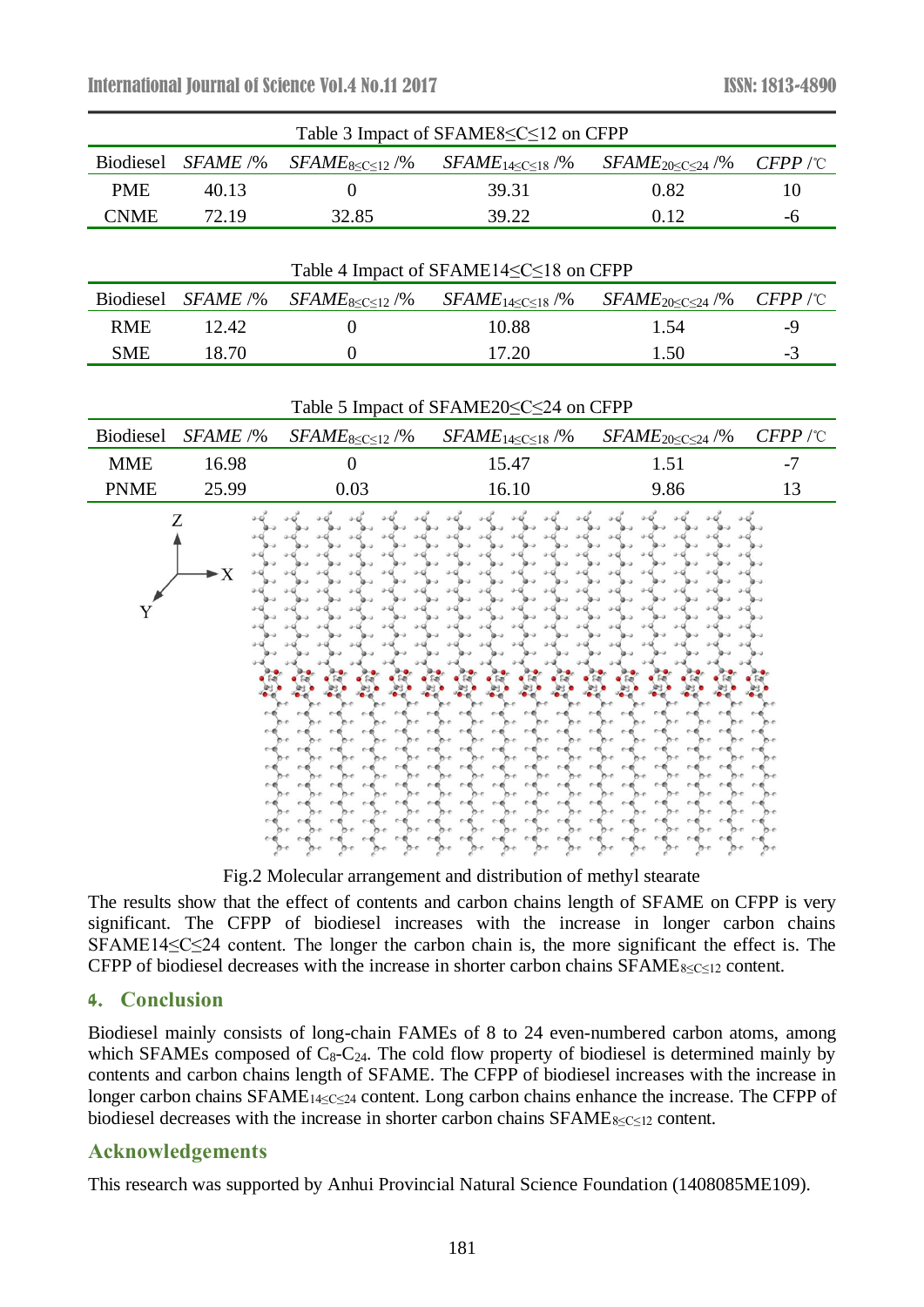Table 3 Impact of SFAME8≤C≤12 on CFPP

| Biodiesel | *SFAME* /% | $SFAME_{8\leq C\leq 12}$ /% | $SFAME_{14\leq C\leq 18}$ /% | $SFAME_{20\leq C\leq 24}$ /% | *CFPP* /℃ |
|---|---|---|---|---|---|
| PME | 40.13 | 0 | 39.31 | 0.82 | 10 |
| CNME | 72.19 | 32.85 | 39.22 | 0.12 | -6 |

Table 4 Impact of SFAME14≤C≤18 on CFPP

| Biodiesel | *SFAME* /% | $SFAME_{8\leq C\leq 12}$ /% | $SFAME_{14\leq C\leq 18}$ /% | $SFAME_{20\leq C\leq 24}$ /% | *CFPP* /℃ |
|---|---|---|---|---|---|
| RME | 12.42 | 0 | 10.88 | 1.54 | -9 |
| SME | 18.70 | 0 | 17.20 | 1.50 | -3 |

Table 5 Impact of SFAME20≤C≤24 on CFPP

| Biodiesel | *SFAME* /% | $SFAME_{8\leq C\leq 12}$ /% | $SFAME_{14\leq C\leq 18}$ /% | $SFAME_{20\leq C\leq 24}$ /% | *CFPP* /℃ |
|---|---|---|---|---|---|
| MME | 16.98 | 0 | 15.47 | 1.51 | -7 |
| PNME | 25.99 | 0.03 | 16.10 | 9.86 | 13 |

Fig.2 Molecular arrangement and distribution of methyl stearate

The results show that the effect of contents and carbon chains length of SFAME on CFPP is very significant. The CFPP of biodiesel increases with the increase in longer carbon chains SFAME14≤C≤24 content. The longer the carbon chain is, the more significant the effect is. The CFPP of biodiesel decreases with the increase in shorter carbon chains $SFAME_{8\leq C\leq 12}$ content.

## 4. Conclusion

Biodiesel mainly consists of long-chain FAMEs of 8 to 24 even-numbered carbon atoms, among which SFAMEs composed of $C_8$-$C_{24}$. The cold flow property of biodiesel is determined mainly by contents and carbon chains length of SFAME. The CFPP of biodiesel increases with the increase in longer carbon chains $SFAME_{14\leq C\leq 24}$ content. Long carbon chains enhance the increase. The CFPP of biodiesel decreases with the increase in shorter carbon chains $SFAME_{8\leq C\leq 12}$ content.

## Acknowledgements

This research was supported by Anhui Provincial Natural Science Foundation (1408085ME109).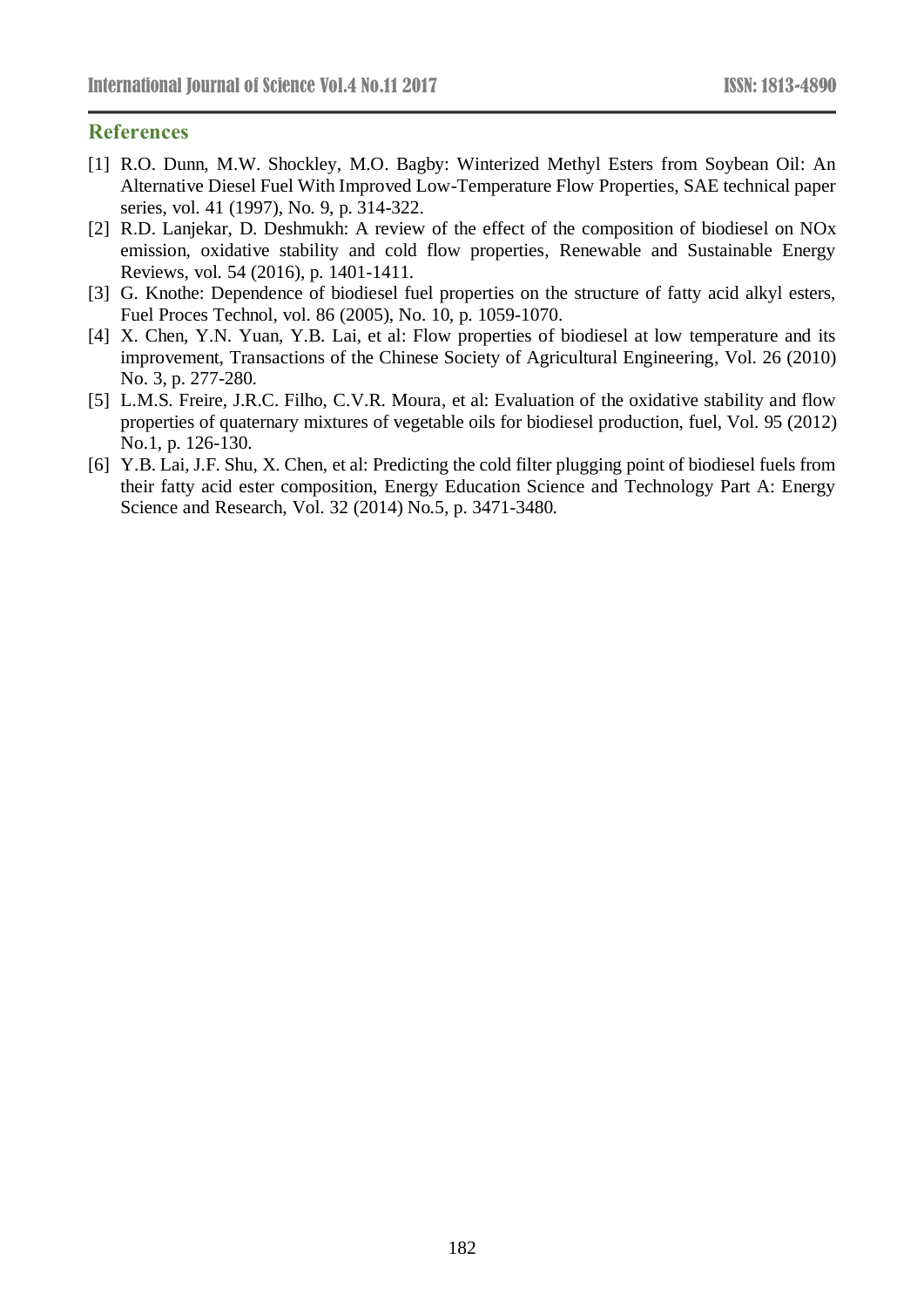## References

[1] R.O. Dunn, M.W. Shockley, M.O. Bagby: Winterized Methyl Esters from Soybean Oil: An Alternative Diesel Fuel With Improved Low-Temperature Flow Properties, SAE technical paper series, vol. 41 (1997), No. 9, p. 314-322.

[2] R.D. Lanjekar, D. Deshmukh: A review of the effect of the composition of biodiesel on NOx emission, oxidative stability and cold flow properties, Renewable and Sustainable Energy Reviews, vol. 54 (2016), p. 1401-1411.

[3] G. Knothe: Dependence of biodiesel fuel properties on the structure of fatty acid alkyl esters, Fuel Proces Technol, vol. 86 (2005), No. 10, p. 1059-1070.

[4] X. Chen, Y.N. Yuan, Y.B. Lai, et al: Flow properties of biodiesel at low temperature and its improvement, Transactions of the Chinese Society of Agricultural Engineering, Vol. 26 (2010) No. 3, p. 277-280.

[5] L.M.S. Freire, J.R.C. Filho, C.V.R. Moura, et al: Evaluation of the oxidative stability and flow properties of quaternary mixtures of vegetable oils for biodiesel production, fuel, Vol. 95 (2012) No.1, p. 126-130.

[6] Y.B. Lai, J.F. Shu, X. Chen, et al: Predicting the cold filter plugging point of biodiesel fuels from their fatty acid ester composition, Energy Education Science and Technology Part A: Energy Science and Research, Vol. 32 (2014) No.5, p. 3471-3480.